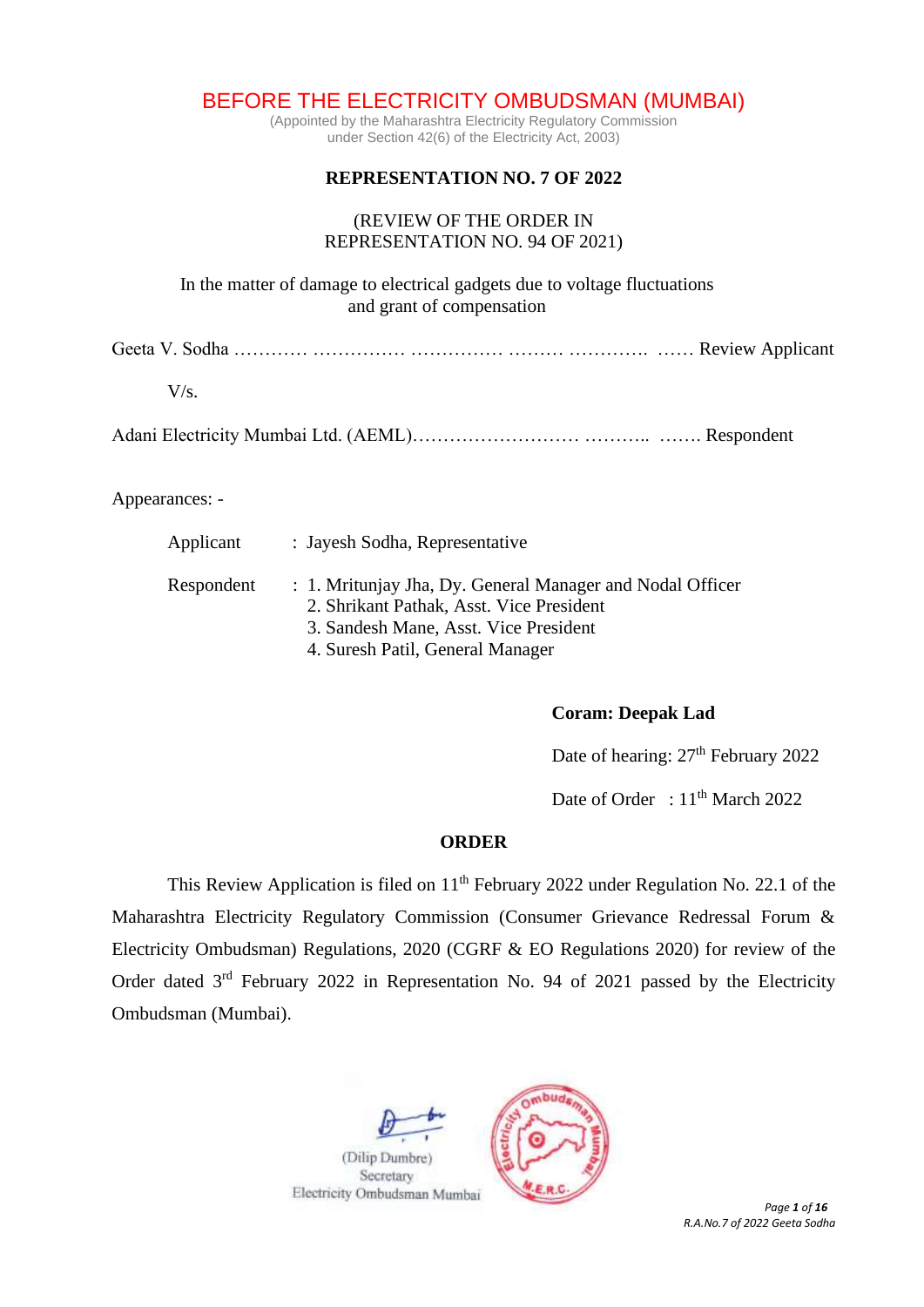# BEFORE THE ELECTRICITY OMBUDSMAN (MUMBAI)

(Appointed by the Maharashtra Electricity Regulatory Commission under Section 42(6) of the Electricity Act, 2003)

**REPRESENTATION NO. 7 OF 2022**

(REVIEW OF THE ORDER IN REPRESENTATION NO. 94 OF 2021)

In the matter of damage to electrical gadgets due to voltage fluctuations and grant of compensation

Geeta V. Sodha ………… …………… …………… ……… …………. …… Review Applicant

V/s.

Adani Electricity Mumbai Ltd. (AEML)……………………… ……….. ……. Respondent

Appearances: -

Applicant : Jayesh Sodha, Representative

Respondent :
1. Mritunjay Jha, Dy. General Manager and Nodal Officer
2. Shrikant Pathak, Asst. Vice President
3. Sandesh Mane, Asst. Vice President
4. Suresh Patil, General Manager

**Coram: Deepak Lad**

Date of hearing: 27th February 2022

Date of Order : 11th March 2022

**ORDER**

This Review Application is filed on 11th February 2022 under Regulation No. 22.1 of the Maharashtra Electricity Regulatory Commission (Consumer Grievance Redressal Forum & Electricity Ombudsman) Regulations, 2020 (CGRF & EO Regulations 2020) for review of the Order dated 3rd February 2022 in Representation No. 94 of 2021 passed by the Electricity Ombudsman (Mumbai).

(Dilip Dumbre)
Secretary
Electricity Ombudsman Mumbai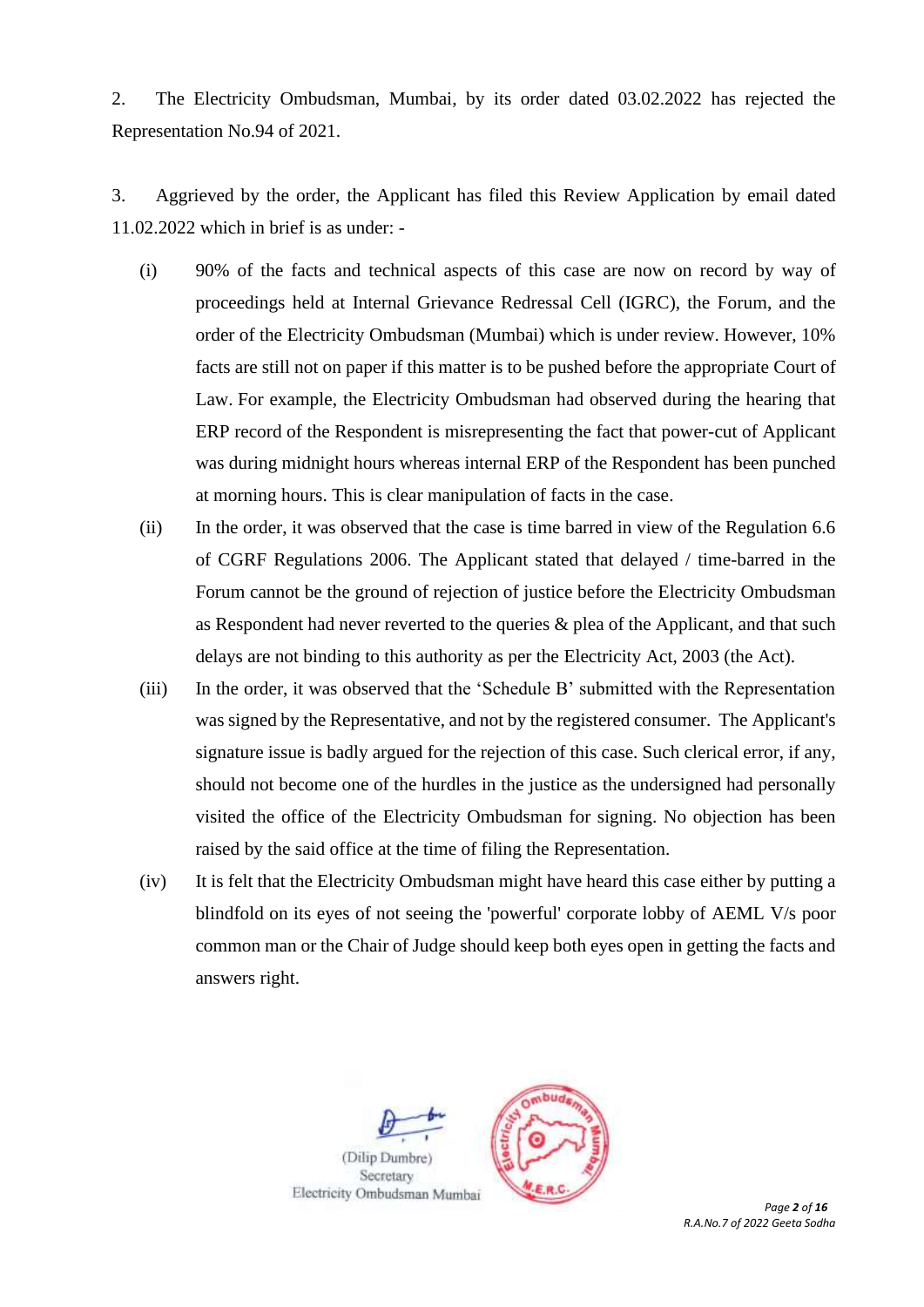2. The Electricity Ombudsman, Mumbai, by its order dated 03.02.2022 has rejected the Representation No.94 of 2021.

3. Aggrieved by the order, the Applicant has filed this Review Application by email dated 11.02.2022 which in brief is as under: -

(i) 90% of the facts and technical aspects of this case are now on record by way of proceedings held at Internal Grievance Redressal Cell (IGRC), the Forum, and the order of the Electricity Ombudsman (Mumbai) which is under review. However, 10% facts are still not on paper if this matter is to be pushed before the appropriate Court of Law. For example, the Electricity Ombudsman had observed during the hearing that ERP record of the Respondent is misrepresenting the fact that power-cut of Applicant was during midnight hours whereas internal ERP of the Respondent has been punched at morning hours. This is clear manipulation of facts in the case.

(ii) In the order, it was observed that the case is time barred in view of the Regulation 6.6 of CGRF Regulations 2006. The Applicant stated that delayed / time-barred in the Forum cannot be the ground of rejection of justice before the Electricity Ombudsman as Respondent had never reverted to the queries & plea of the Applicant, and that such delays are not binding to this authority as per the Electricity Act, 2003 (the Act).

(iii) In the order, it was observed that the 'Schedule B' submitted with the Representation was signed by the Representative, and not by the registered consumer. The Applicant's signature issue is badly argued for the rejection of this case. Such clerical error, if any, should not become one of the hurdles in the justice as the undersigned had personally visited the office of the Electricity Ombudsman for signing. No objection has been raised by the said office at the time of filing the Representation.

(iv) It is felt that the Electricity Ombudsman might have heard this case either by putting a blindfold on its eyes of not seeing the 'powerful' corporate lobby of AEML V/s poor common man or the Chair of Judge should keep both eyes open in getting the facts and answers right.

(Dilip Dumbre)
Secretary
Electricity Ombudsman Mumbai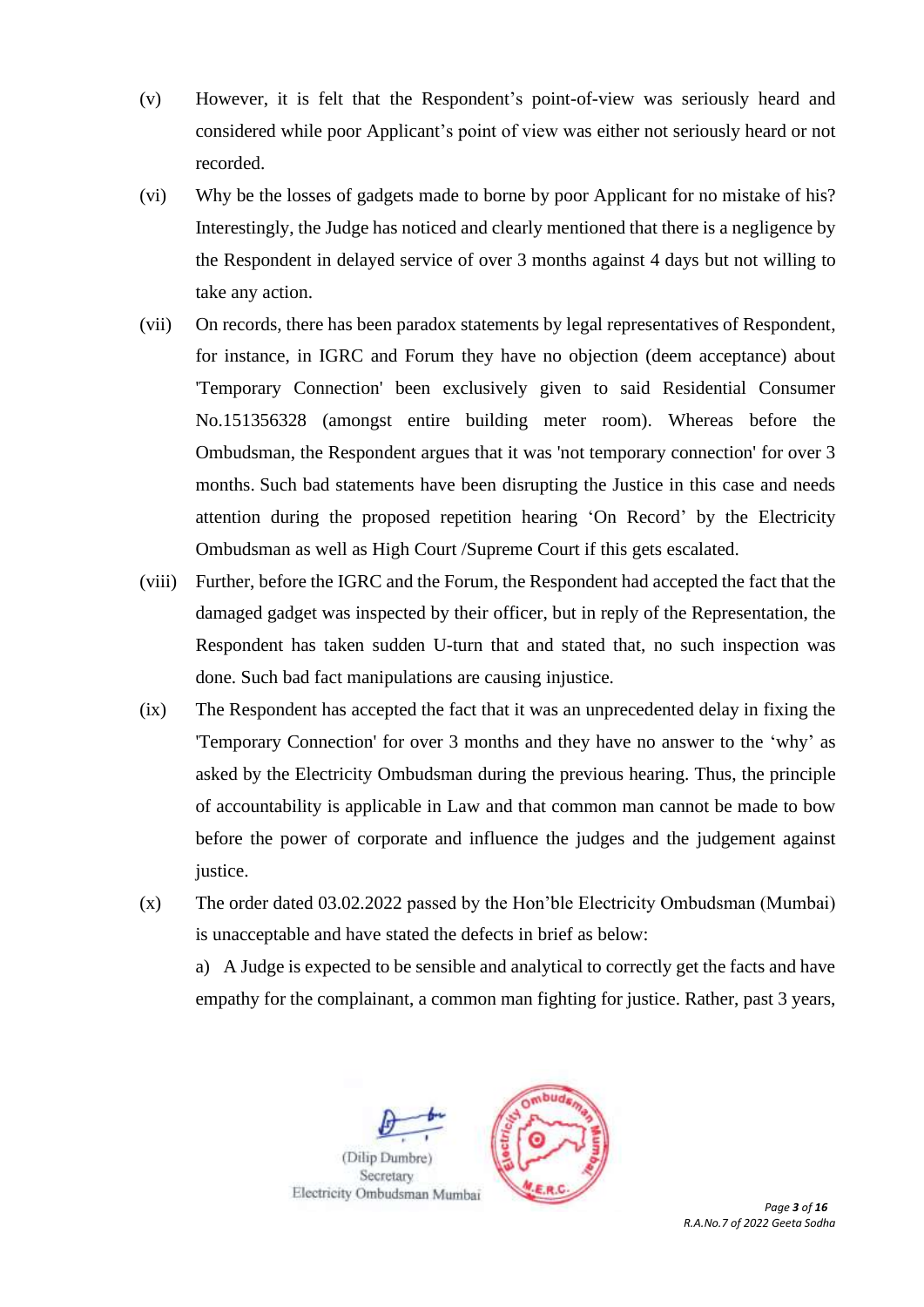(v) However, it is felt that the Respondent's point-of-view was seriously heard and considered while poor Applicant's point of view was either not seriously heard or not recorded.

(vi) Why be the losses of gadgets made to borne by poor Applicant for no mistake of his? Interestingly, the Judge has noticed and clearly mentioned that there is a negligence by the Respondent in delayed service of over 3 months against 4 days but not willing to take any action.

(vii) On records, there has been paradox statements by legal representatives of Respondent, for instance, in IGRC and Forum they have no objection (deem acceptance) about 'Temporary Connection' been exclusively given to said Residential Consumer No.151356328 (amongst entire building meter room). Whereas before the Ombudsman, the Respondent argues that it was 'not temporary connection' for over 3 months. Such bad statements have been disrupting the Justice in this case and needs attention during the proposed repetition hearing 'On Record' by the Electricity Ombudsman as well as High Court /Supreme Court if this gets escalated.

(viii) Further, before the IGRC and the Forum, the Respondent had accepted the fact that the damaged gadget was inspected by their officer, but in reply of the Representation, the Respondent has taken sudden U-turn that and stated that, no such inspection was done. Such bad fact manipulations are causing injustice.

(ix) The Respondent has accepted the fact that it was an unprecedented delay in fixing the 'Temporary Connection' for over 3 months and they have no answer to the 'why' as asked by the Electricity Ombudsman during the previous hearing. Thus, the principle of accountability is applicable in Law and that common man cannot be made to bow before the power of corporate and influence the judges and the judgement against justice.

(x) The order dated 03.02.2022 passed by the Hon'ble Electricity Ombudsman (Mumbai) is unacceptable and have stated the defects in brief as below:

a) A Judge is expected to be sensible and analytical to correctly get the facts and have empathy for the complainant, a common man fighting for justice. Rather, past 3 years,

(Dilip Dumbre)
Secretary
Electricity Ombudsman Mumbai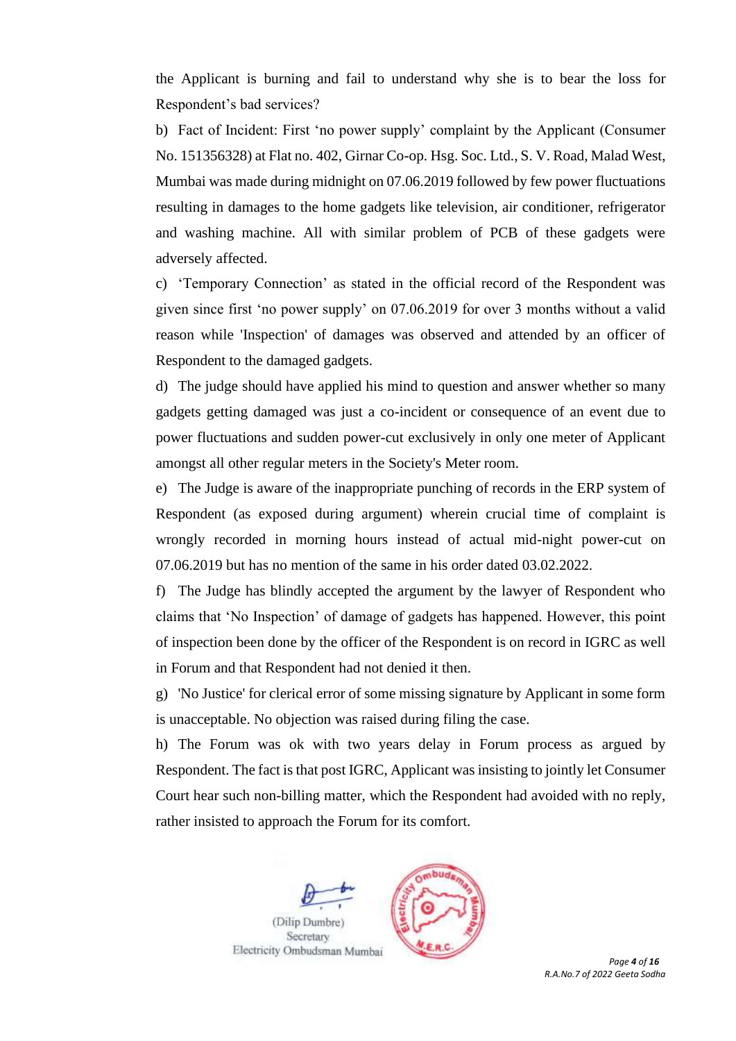the Applicant is burning and fail to understand why she is to bear the loss for Respondent's bad services?

b) Fact of Incident: First 'no power supply' complaint by the Applicant (Consumer No. 151356328) at Flat no. 402, Girnar Co-op. Hsg. Soc. Ltd., S. V. Road, Malad West, Mumbai was made during midnight on 07.06.2019 followed by few power fluctuations resulting in damages to the home gadgets like television, air conditioner, refrigerator and washing machine. All with similar problem of PCB of these gadgets were adversely affected.

c) 'Temporary Connection' as stated in the official record of the Respondent was given since first 'no power supply' on 07.06.2019 for over 3 months without a valid reason while 'Inspection' of damages was observed and attended by an officer of Respondent to the damaged gadgets.

d) The judge should have applied his mind to question and answer whether so many gadgets getting damaged was just a co-incident or consequence of an event due to power fluctuations and sudden power-cut exclusively in only one meter of Applicant amongst all other regular meters in the Society's Meter room.

e) The Judge is aware of the inappropriate punching of records in the ERP system of Respondent (as exposed during argument) wherein crucial time of complaint is wrongly recorded in morning hours instead of actual mid-night power-cut on 07.06.2019 but has no mention of the same in his order dated 03.02.2022.

f) The Judge has blindly accepted the argument by the lawyer of Respondent who claims that 'No Inspection' of damage of gadgets has happened. However, this point of inspection been done by the officer of the Respondent is on record in IGRC as well in Forum and that Respondent had not denied it then.

g) 'No Justice' for clerical error of some missing signature by Applicant in some form is unacceptable. No objection was raised during filing the case.

h) The Forum was ok with two years delay in Forum process as argued by Respondent. The fact is that post IGRC, Applicant was insisting to jointly let Consumer Court hear such non-billing matter, which the Respondent had avoided with no reply, rather insisted to approach the Forum for its comfort.

(Dilip Dumbre)
Secretary
Electricity Ombudsman Mumbai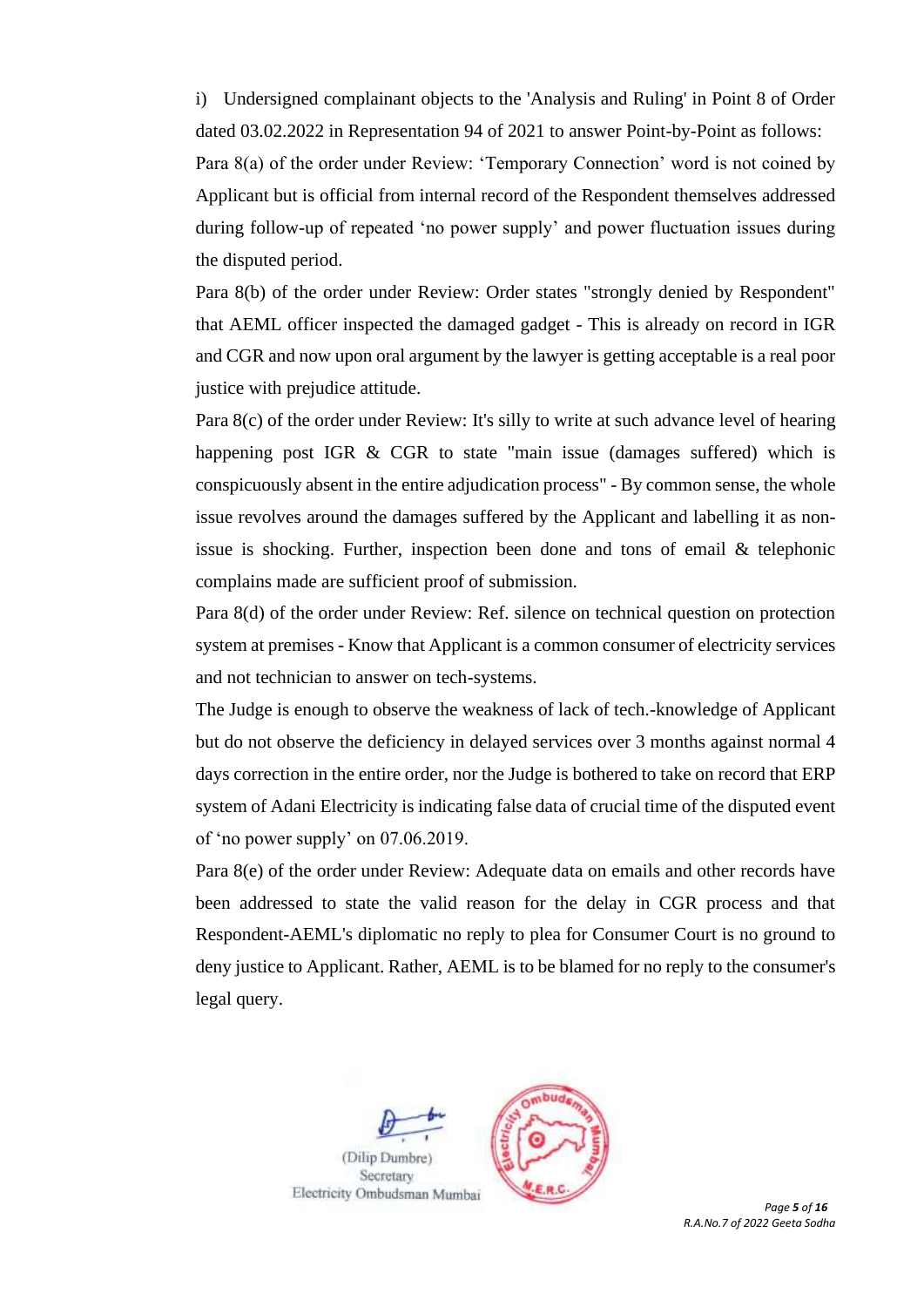i) Undersigned complainant objects to the 'Analysis and Ruling' in Point 8 of Order dated 03.02.2022 in Representation 94 of 2021 to answer Point-by-Point as follows:

Para 8(a) of the order under Review: 'Temporary Connection' word is not coined by Applicant but is official from internal record of the Respondent themselves addressed during follow-up of repeated 'no power supply' and power fluctuation issues during the disputed period.

Para 8(b) of the order under Review: Order states "strongly denied by Respondent" that AEML officer inspected the damaged gadget - This is already on record in IGR and CGR and now upon oral argument by the lawyer is getting acceptable is a real poor justice with prejudice attitude.

Para 8(c) of the order under Review: It's silly to write at such advance level of hearing happening post IGR & CGR to state "main issue (damages suffered) which is conspicuously absent in the entire adjudication process" - By common sense, the whole issue revolves around the damages suffered by the Applicant and labelling it as non-issue is shocking. Further, inspection been done and tons of email & telephonic complains made are sufficient proof of submission.

Para 8(d) of the order under Review: Ref. silence on technical question on protection system at premises - Know that Applicant is a common consumer of electricity services and not technician to answer on tech-systems.

The Judge is enough to observe the weakness of lack of tech.-knowledge of Applicant but do not observe the deficiency in delayed services over 3 months against normal 4 days correction in the entire order, nor the Judge is bothered to take on record that ERP system of Adani Electricity is indicating false data of crucial time of the disputed event of 'no power supply' on 07.06.2019.

Para 8(e) of the order under Review: Adequate data on emails and other records have been addressed to state the valid reason for the delay in CGR process and that Respondent-AEML's diplomatic no reply to plea for Consumer Court is no ground to deny justice to Applicant. Rather, AEML is to be blamed for no reply to the consumer's legal query.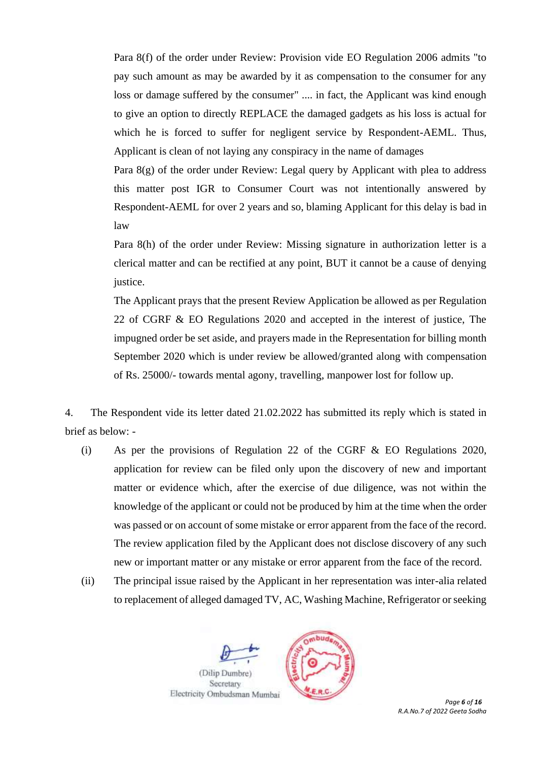Para 8(f) of the order under Review: Provision vide EO Regulation 2006 admits "to pay such amount as may be awarded by it as compensation to the consumer for any loss or damage suffered by the consumer" .... in fact, the Applicant was kind enough to give an option to directly REPLACE the damaged gadgets as his loss is actual for which he is forced to suffer for negligent service by Respondent-AEML. Thus, Applicant is clean of not laying any conspiracy in the name of damages

Para 8(g) of the order under Review: Legal query by Applicant with plea to address this matter post IGR to Consumer Court was not intentionally answered by Respondent-AEML for over 2 years and so, blaming Applicant for this delay is bad in law

Para 8(h) of the order under Review: Missing signature in authorization letter is a clerical matter and can be rectified at any point, BUT it cannot be a cause of denying justice.

The Applicant prays that the present Review Application be allowed as per Regulation 22 of CGRF & EO Regulations 2020 and accepted in the interest of justice, The impugned order be set aside, and prayers made in the Representation for billing month September 2020 which is under review be allowed/granted along with compensation of Rs. 25000/- towards mental agony, travelling, manpower lost for follow up.

4. The Respondent vide its letter dated 21.02.2022 has submitted its reply which is stated in brief as below: -

(i) As per the provisions of Regulation 22 of the CGRF & EO Regulations 2020, application for review can be filed only upon the discovery of new and important matter or evidence which, after the exercise of due diligence, was not within the knowledge of the applicant or could not be produced by him at the time when the order was passed or on account of some mistake or error apparent from the face of the record. The review application filed by the Applicant does not disclose discovery of any such new or important matter or any mistake or error apparent from the face of the record.

(ii) The principal issue raised by the Applicant in her representation was inter-alia related to replacement of alleged damaged TV, AC, Washing Machine, Refrigerator or seeking

(Dilip Dumbre)
Secretary
Electricity Ombudsman Mumbai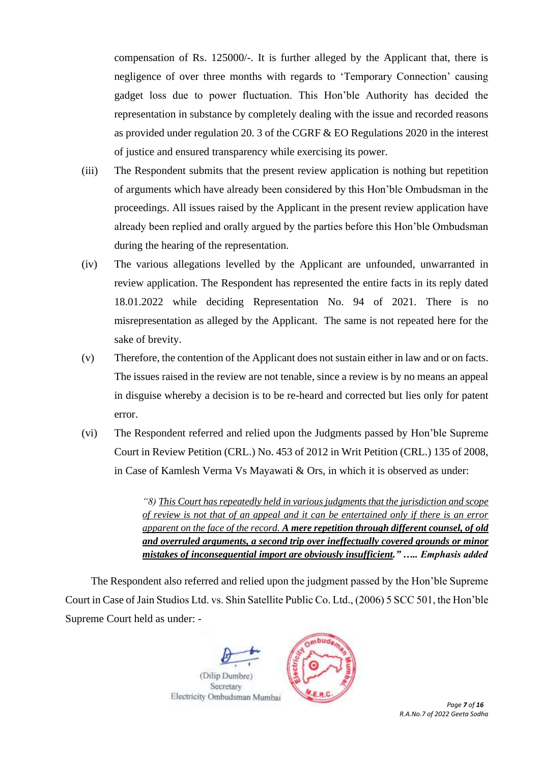compensation of Rs. 125000/-. It is further alleged by the Applicant that, there is negligence of over three months with regards to 'Temporary Connection' causing gadget loss due to power fluctuation. This Hon'ble Authority has decided the representation in substance by completely dealing with the issue and recorded reasons as provided under regulation 20. 3 of the CGRF & EO Regulations 2020 in the interest of justice and ensured transparency while exercising its power.

(iii) The Respondent submits that the present review application is nothing but repetition of arguments which have already been considered by this Hon'ble Ombudsman in the proceedings. All issues raised by the Applicant in the present review application have already been replied and orally argued by the parties before this Hon'ble Ombudsman during the hearing of the representation.

(iv) The various allegations levelled by the Applicant are unfounded, unwarranted in review application. The Respondent has represented the entire facts in its reply dated 18.01.2022 while deciding Representation No. 94 of 2021. There is no misrepresentation as alleged by the Applicant. The same is not repeated here for the sake of brevity.

(v) Therefore, the contention of the Applicant does not sustain either in law and or on facts. The issues raised in the review are not tenable, since a review is by no means an appeal in disguise whereby a decision is to be re-heard and corrected but lies only for patent error.

(vi) The Respondent referred and relied upon the Judgments passed by Hon'ble Supreme Court in Review Petition (CRL.) No. 453 of 2012 in Writ Petition (CRL.) 135 of 2008, in Case of Kamlesh Verma Vs Mayawati & Ors, in which it is observed as under:

> *"8) <u>This Court has repeatedly held in various judgments that the jurisdiction and scope of review is not that of an appeal and it can be entertained only if there is an error apparent on the face of the record.</u> **<u>A mere repetition through different counsel, of old and overruled arguments, a second trip over ineffectually covered grounds or minor mistakes of inconsequential import are obviously insufficient.</u>" ….. Emphasis added***

The Respondent also referred and relied upon the judgment passed by the Hon'ble Supreme Court in Case of Jain Studios Ltd. vs. Shin Satellite Public Co. Ltd., (2006) 5 SCC 501, the Hon'ble Supreme Court held as under: -

(Dilip Dumbre)
Secretary
Electricity Ombudsman Mumbai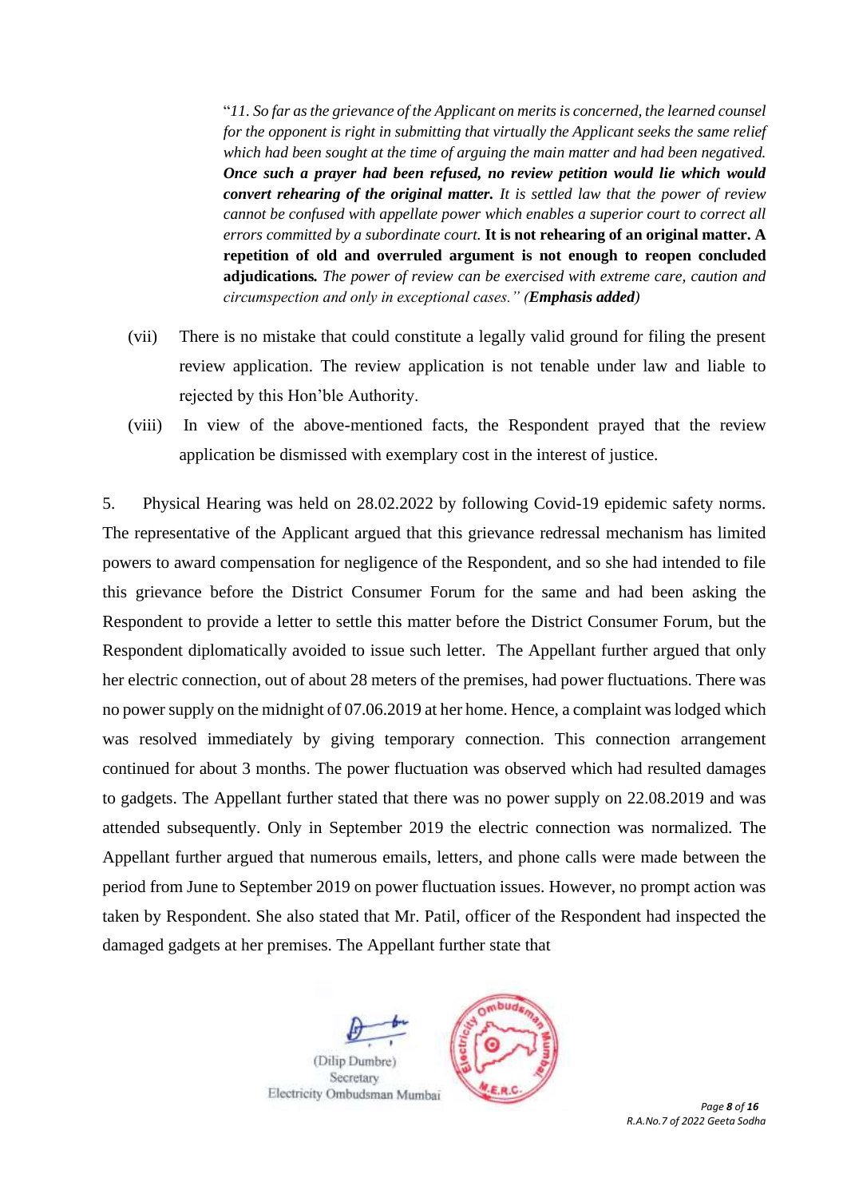> "*11. So far as the grievance of the Applicant on merits is concerned, the learned counsel for the opponent is right in submitting that virtually the Applicant seeks the same relief which had been sought at the time of arguing the main matter and had been negatived.* ***Once such a prayer had been refused, no review petition would lie which would convert rehearing of the original matter.*** *It is settled law that the power of review cannot be confused with appellate power which enables a superior court to correct all errors committed by a subordinate court.* **It is not rehearing of an original matter. A repetition of old and overruled argument is not enough to reopen concluded adjudications.** *The power of review can be exercised with extreme care, caution and circumspection and only in exceptional cases." (**Emphasis added**)*

(vii) There is no mistake that could constitute a legally valid ground for filing the present review application. The review application is not tenable under law and liable to rejected by this Hon'ble Authority.

(viii) In view of the above-mentioned facts, the Respondent prayed that the review application be dismissed with exemplary cost in the interest of justice.

5. Physical Hearing was held on 28.02.2022 by following Covid-19 epidemic safety norms. The representative of the Applicant argued that this grievance redressal mechanism has limited powers to award compensation for negligence of the Respondent, and so she had intended to file this grievance before the District Consumer Forum for the same and had been asking the Respondent to provide a letter to settle this matter before the District Consumer Forum, but the Respondent diplomatically avoided to issue such letter. The Appellant further argued that only her electric connection, out of about 28 meters of the premises, had power fluctuations. There was no power supply on the midnight of 07.06.2019 at her home. Hence, a complaint was lodged which was resolved immediately by giving temporary connection. This connection arrangement continued for about 3 months. The power fluctuation was observed which had resulted damages to gadgets. The Appellant further stated that there was no power supply on 22.08.2019 and was attended subsequently. Only in September 2019 the electric connection was normalized. The Appellant further argued that numerous emails, letters, and phone calls were made between the period from June to September 2019 on power fluctuation issues. However, no prompt action was taken by Respondent. She also stated that Mr. Patil, officer of the Respondent had inspected the damaged gadgets at her premises. The Appellant further state that

(Dilip Dumbre)
Secretary
Electricity Ombudsman Mumbai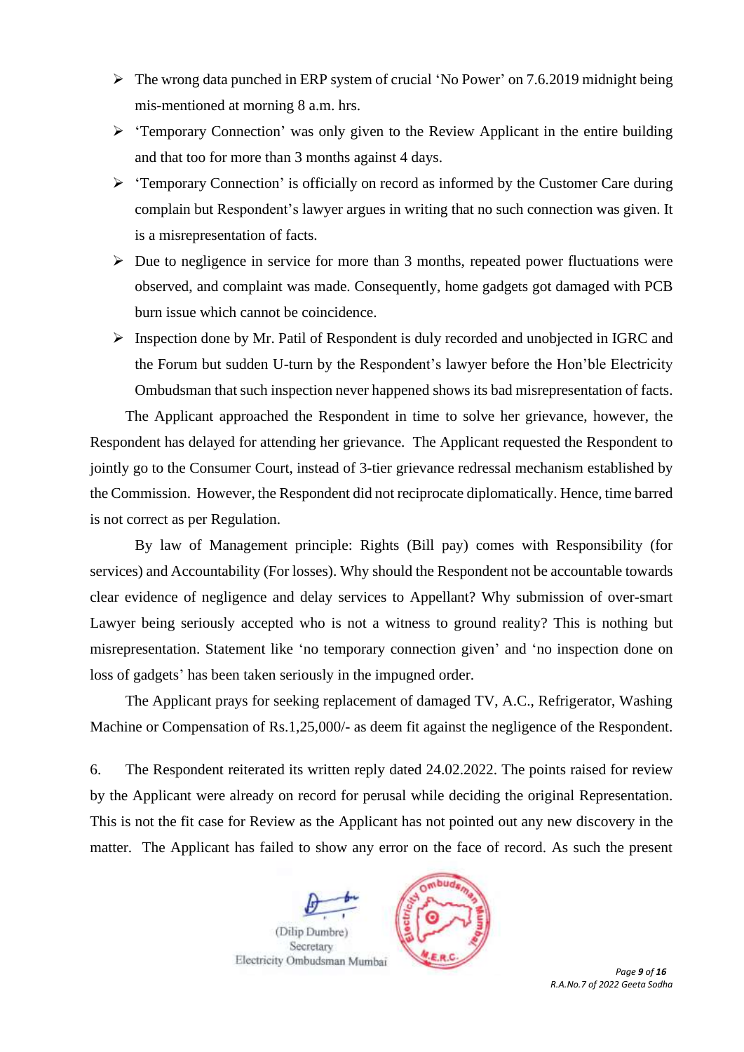- The wrong data punched in ERP system of crucial 'No Power' on 7.6.2019 midnight being mis-mentioned at morning 8 a.m. hrs.
- 'Temporary Connection' was only given to the Review Applicant in the entire building and that too for more than 3 months against 4 days.
- 'Temporary Connection' is officially on record as informed by the Customer Care during complain but Respondent's lawyer argues in writing that no such connection was given. It is a misrepresentation of facts.
- Due to negligence in service for more than 3 months, repeated power fluctuations were observed, and complaint was made. Consequently, home gadgets got damaged with PCB burn issue which cannot be coincidence.
- Inspection done by Mr. Patil of Respondent is duly recorded and unobjected in IGRC and the Forum but sudden U-turn by the Respondent's lawyer before the Hon'ble Electricity Ombudsman that such inspection never happened shows its bad misrepresentation of facts.

The Applicant approached the Respondent in time to solve her grievance, however, the Respondent has delayed for attending her grievance. The Applicant requested the Respondent to jointly go to the Consumer Court, instead of 3-tier grievance redressal mechanism established by the Commission. However, the Respondent did not reciprocate diplomatically. Hence, time barred is not correct as per Regulation.

By law of Management principle: Rights (Bill pay) comes with Responsibility (for services) and Accountability (For losses). Why should the Respondent not be accountable towards clear evidence of negligence and delay services to Appellant? Why submission of over-smart Lawyer being seriously accepted who is not a witness to ground reality? This is nothing but misrepresentation. Statement like 'no temporary connection given' and 'no inspection done on loss of gadgets' has been taken seriously in the impugned order.

The Applicant prays for seeking replacement of damaged TV, A.C., Refrigerator, Washing Machine or Compensation of Rs.1,25,000/- as deem fit against the negligence of the Respondent.

6. The Respondent reiterated its written reply dated 24.02.2022. The points raised for review by the Applicant were already on record for perusal while deciding the original Representation. This is not the fit case for Review as the Applicant has not pointed out any new discovery in the matter. The Applicant has failed to show any error on the face of record. As such the present

(Dilip Dumbre)
Secretary
Electricity Ombudsman Mumbai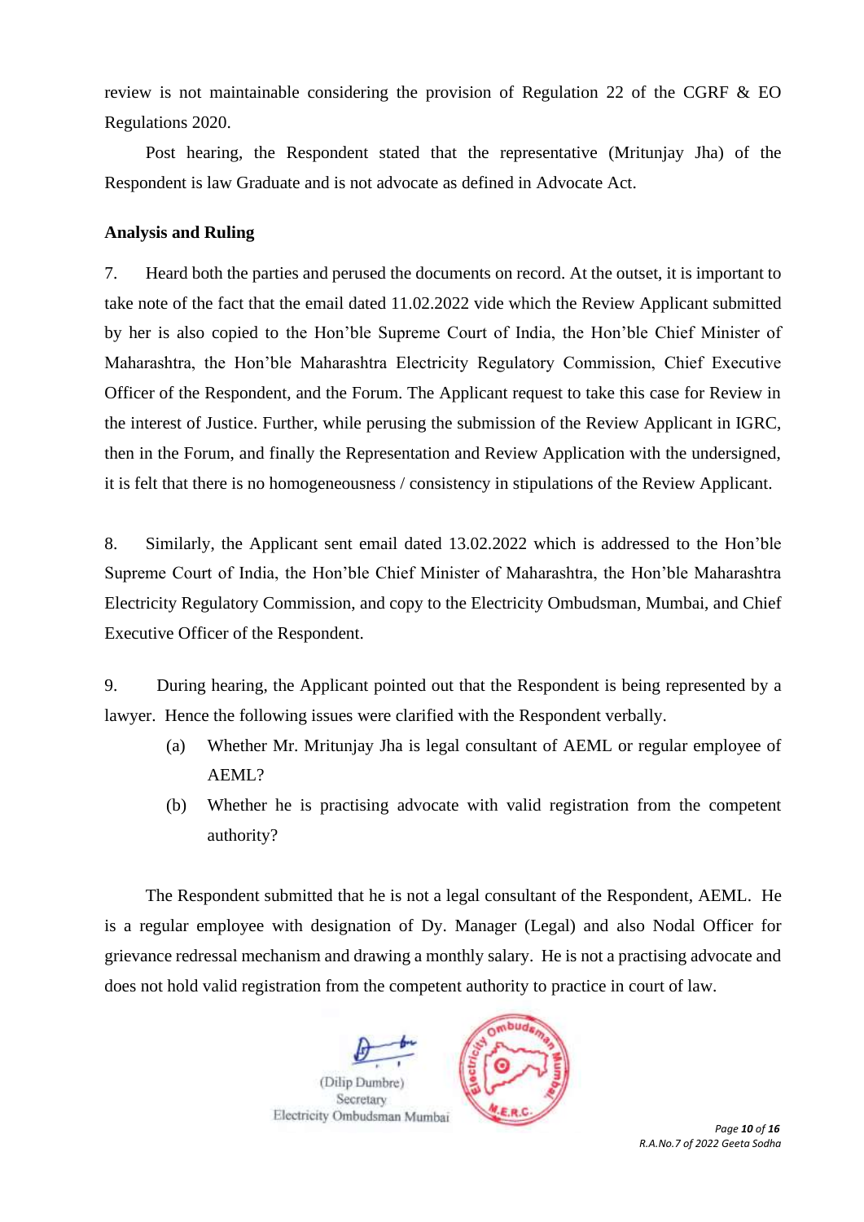review is not maintainable considering the provision of Regulation 22 of the CGRF & EO Regulations 2020.

Post hearing, the Respondent stated that the representative (Mritunjay Jha) of the Respondent is law Graduate and is not advocate as defined in Advocate Act.

**Analysis and Ruling**

7. Heard both the parties and perused the documents on record. At the outset, it is important to take note of the fact that the email dated 11.02.2022 vide which the Review Applicant submitted by her is also copied to the Hon'ble Supreme Court of India, the Hon'ble Chief Minister of Maharashtra, the Hon'ble Maharashtra Electricity Regulatory Commission, Chief Executive Officer of the Respondent, and the Forum. The Applicant request to take this case for Review in the interest of Justice. Further, while perusing the submission of the Review Applicant in IGRC, then in the Forum, and finally the Representation and Review Application with the undersigned, it is felt that there is no homogeneousness / consistency in stipulations of the Review Applicant.

8. Similarly, the Applicant sent email dated 13.02.2022 which is addressed to the Hon'ble Supreme Court of India, the Hon'ble Chief Minister of Maharashtra, the Hon'ble Maharashtra Electricity Regulatory Commission, and copy to the Electricity Ombudsman, Mumbai, and Chief Executive Officer of the Respondent.

9. During hearing, the Applicant pointed out that the Respondent is being represented by a lawyer. Hence the following issues were clarified with the Respondent verbally.

(a) Whether Mr. Mritunjay Jha is legal consultant of AEML or regular employee of AEML?

(b) Whether he is practising advocate with valid registration from the competent authority?

The Respondent submitted that he is not a legal consultant of the Respondent, AEML. He is a regular employee with designation of Dy. Manager (Legal) and also Nodal Officer for grievance redressal mechanism and drawing a monthly salary. He is not a practising advocate and does not hold valid registration from the competent authority to practice in court of law.

(Dilip Dumbre)
Secretary
Electricity Ombudsman Mumbai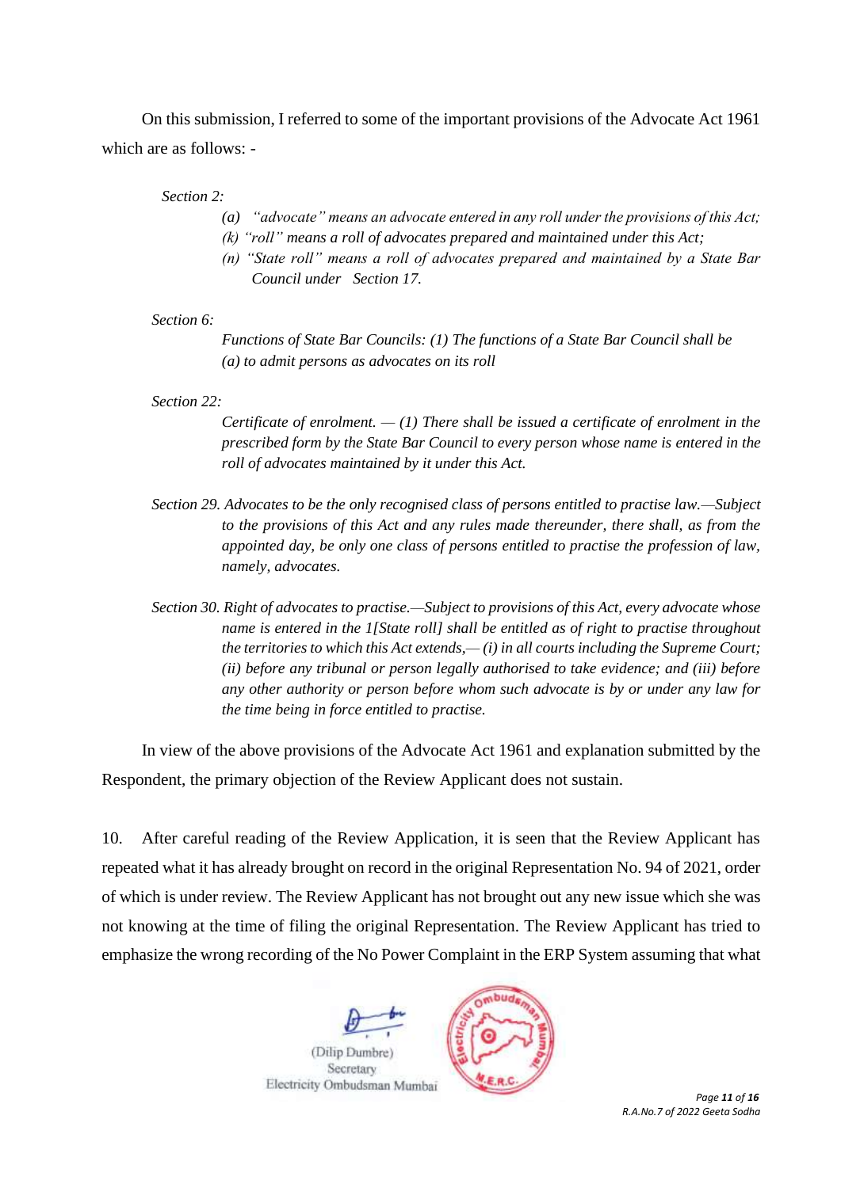On this submission, I referred to some of the important provisions of the Advocate Act 1961 which are as follows: -

*Section 2:*

*(a) "advocate" means an advocate entered in any roll under the provisions of this Act;*
*(k) "roll" means a roll of advocates prepared and maintained under this Act;*
*(n) "State roll" means a roll of advocates prepared and maintained by a State Bar Council under Section 17.*

*Section 6:*

*Functions of State Bar Councils: (1) The functions of a State Bar Council shall be*
*(a) to admit persons as advocates on its roll*

*Section 22:*

*Certificate of enrolment. — (1) There shall be issued a certificate of enrolment in the prescribed form by the State Bar Council to every person whose name is entered in the roll of advocates maintained by it under this Act.*

*Section 29. Advocates to be the only recognised class of persons entitled to practise law.—Subject to the provisions of this Act and any rules made thereunder, there shall, as from the appointed day, be only one class of persons entitled to practise the profession of law, namely, advocates.*

*Section 30. Right of advocates to practise.—Subject to provisions of this Act, every advocate whose name is entered in the 1[State roll] shall be entitled as of right to practise throughout the territories to which this Act extends,— (i) in all courts including the Supreme Court; (ii) before any tribunal or person legally authorised to take evidence; and (iii) before any other authority or person before whom such advocate is by or under any law for the time being in force entitled to practise.*

In view of the above provisions of the Advocate Act 1961 and explanation submitted by the Respondent, the primary objection of the Review Applicant does not sustain.

10. After careful reading of the Review Application, it is seen that the Review Applicant has repeated what it has already brought on record in the original Representation No. 94 of 2021, order of which is under review. The Review Applicant has not brought out any new issue which she was not knowing at the time of filing the original Representation. The Review Applicant has tried to emphasize the wrong recording of the No Power Complaint in the ERP System assuming that what

(Dilip Dumbre)
Secretary
Electricity Ombudsman Mumbai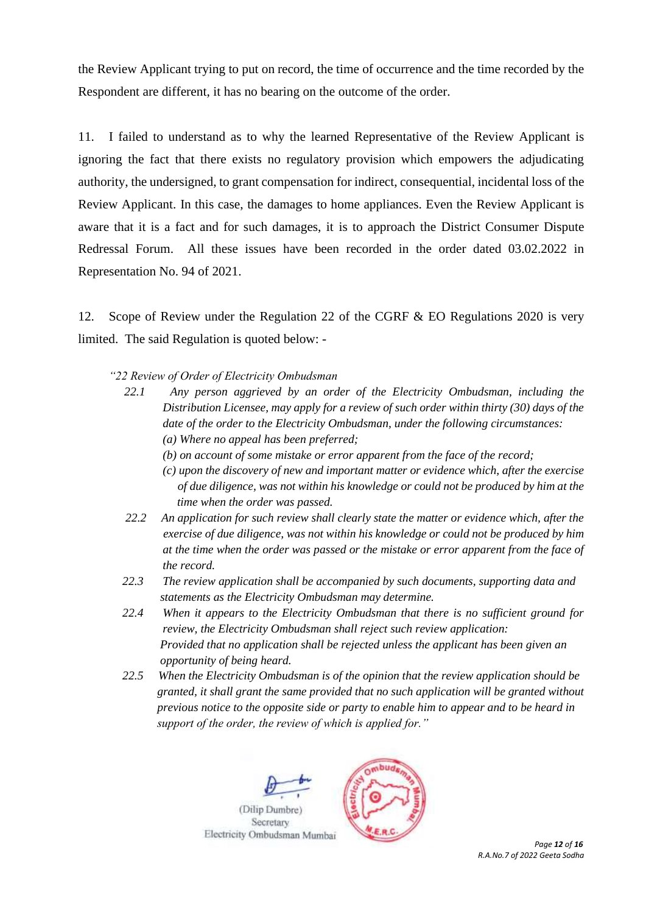the Review Applicant trying to put on record, the time of occurrence and the time recorded by the Respondent are different, it has no bearing on the outcome of the order.

11. I failed to understand as to why the learned Representative of the Review Applicant is ignoring the fact that there exists no regulatory provision which empowers the adjudicating authority, the undersigned, to grant compensation for indirect, consequential, incidental loss of the Review Applicant. In this case, the damages to home appliances. Even the Review Applicant is aware that it is a fact and for such damages, it is to approach the District Consumer Dispute Redressal Forum. All these issues have been recorded in the order dated 03.02.2022 in Representation No. 94 of 2021.

12. Scope of Review under the Regulation 22 of the CGRF & EO Regulations 2020 is very limited. The said Regulation is quoted below: -

*"22 Review of Order of Electricity Ombudsman*

*22.1 Any person aggrieved by an order of the Electricity Ombudsman, including the Distribution Licensee, may apply for a review of such order within thirty (30) days of the date of the order to the Electricity Ombudsman, under the following circumstances:*
*(a) Where no appeal has been preferred;*
*(b) on account of some mistake or error apparent from the face of the record;*
*(c) upon the discovery of new and important matter or evidence which, after the exercise of due diligence, was not within his knowledge or could not be produced by him at the time when the order was passed.*

*22.2 An application for such review shall clearly state the matter or evidence which, after the exercise of due diligence, was not within his knowledge or could not be produced by him at the time when the order was passed or the mistake or error apparent from the face of the record.*

*22.3 The review application shall be accompanied by such documents, supporting data and statements as the Electricity Ombudsman may determine.*

*22.4 When it appears to the Electricity Ombudsman that there is no sufficient ground for review, the Electricity Ombudsman shall reject such review application:*
*Provided that no application shall be rejected unless the applicant has been given an opportunity of being heard.*

*22.5 When the Electricity Ombudsman is of the opinion that the review application should be granted, it shall grant the same provided that no such application will be granted without previous notice to the opposite side or party to enable him to appear and to be heard in support of the order, the review of which is applied for."*

(Dilip Dumbre)
Secretary
Electricity Ombudsman Mumbai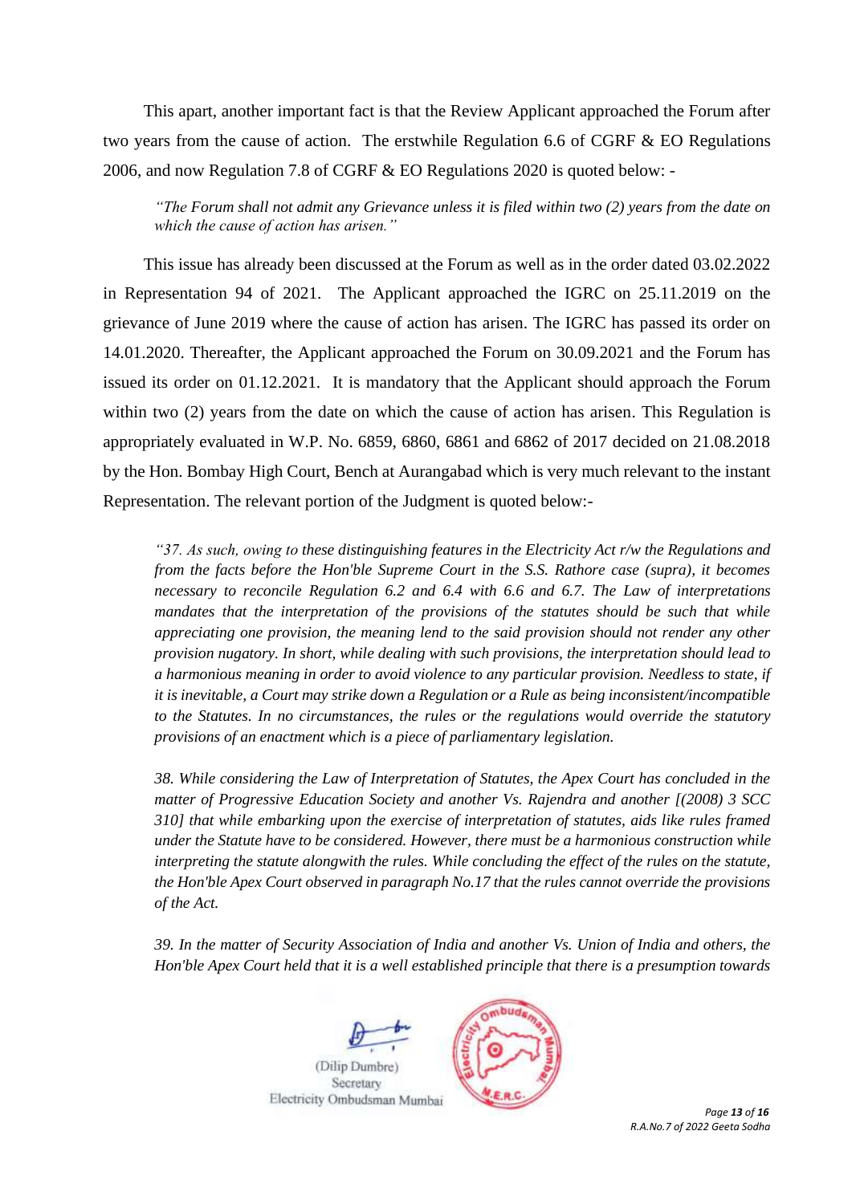This apart, another important fact is that the Review Applicant approached the Forum after two years from the cause of action. The erstwhile Regulation 6.6 of CGRF & EO Regulations 2006, and now Regulation 7.8 of CGRF & EO Regulations 2020 is quoted below: -

> *"The Forum shall not admit any Grievance unless it is filed within two (2) years from the date on which the cause of action has arisen."*

This issue has already been discussed at the Forum as well as in the order dated 03.02.2022 in Representation 94 of 2021. The Applicant approached the IGRC on 25.11.2019 on the grievance of June 2019 where the cause of action has arisen. The IGRC has passed its order on 14.01.2020. Thereafter, the Applicant approached the Forum on 30.09.2021 and the Forum has issued its order on 01.12.2021. It is mandatory that the Applicant should approach the Forum within two (2) years from the date on which the cause of action has arisen. This Regulation is appropriately evaluated in W.P. No. 6859, 6860, 6861 and 6862 of 2017 decided on 21.08.2018 by the Hon. Bombay High Court, Bench at Aurangabad which is very much relevant to the instant Representation. The relevant portion of the Judgment is quoted below:-

> *"37. As such, owing to these distinguishing features in the Electricity Act r/w the Regulations and from the facts before the Hon'ble Supreme Court in the S.S. Rathore case (supra), it becomes necessary to reconcile Regulation 6.2 and 6.4 with 6.6 and 6.7. The Law of interpretations mandates that the interpretation of the provisions of the statutes should be such that while appreciating one provision, the meaning lend to the said provision should not render any other provision nugatory. In short, while dealing with such provisions, the interpretation should lead to a harmonious meaning in order to avoid violence to any particular provision. Needless to state, if it is inevitable, a Court may strike down a Regulation or a Rule as being inconsistent/incompatible to the Statutes. In no circumstances, the rules or the regulations would override the statutory provisions of an enactment which is a piece of parliamentary legislation.*
>
> *38. While considering the Law of Interpretation of Statutes, the Apex Court has concluded in the matter of Progressive Education Society and another Vs. Rajendra and another [(2008) 3 SCC 310] that while embarking upon the exercise of interpretation of statutes, aids like rules framed under the Statute have to be considered. However, there must be a harmonious construction while interpreting the statute alongwith the rules. While concluding the effect of the rules on the statute, the Hon'ble Apex Court observed in paragraph No.17 that the rules cannot override the provisions of the Act.*
>
> *39. In the matter of Security Association of India and another Vs. Union of India and others, the Hon'ble Apex Court held that it is a well established principle that there is a presumption towards*

(Dilip Dumbre)
Secretary
Electricity Ombudsman Mumbai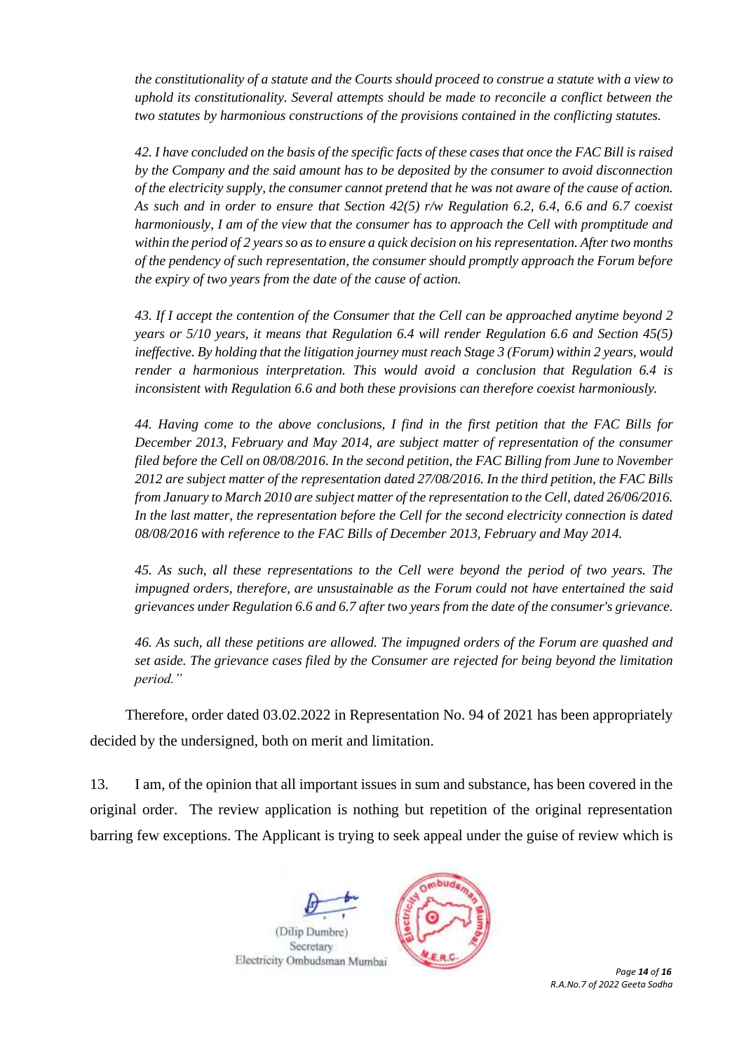*the constitutionality of a statute and the Courts should proceed to construe a statute with a view to uphold its constitutionality. Several attempts should be made to reconcile a conflict between the two statutes by harmonious constructions of the provisions contained in the conflicting statutes.*

*42. I have concluded on the basis of the specific facts of these cases that once the FAC Bill is raised by the Company and the said amount has to be deposited by the consumer to avoid disconnection of the electricity supply, the consumer cannot pretend that he was not aware of the cause of action. As such and in order to ensure that Section 42(5) r/w Regulation 6.2, 6.4, 6.6 and 6.7 coexist harmoniously, I am of the view that the consumer has to approach the Cell with promptitude and within the period of 2 years so as to ensure a quick decision on his representation. After two months of the pendency of such representation, the consumer should promptly approach the Forum before the expiry of two years from the date of the cause of action.*

*43. If I accept the contention of the Consumer that the Cell can be approached anytime beyond 2 years or 5/10 years, it means that Regulation 6.4 will render Regulation 6.6 and Section 45(5) ineffective. By holding that the litigation journey must reach Stage 3 (Forum) within 2 years, would render a harmonious interpretation. This would avoid a conclusion that Regulation 6.4 is inconsistent with Regulation 6.6 and both these provisions can therefore coexist harmoniously.*

*44. Having come to the above conclusions, I find in the first petition that the FAC Bills for December 2013, February and May 2014, are subject matter of representation of the consumer filed before the Cell on 08/08/2016. In the second petition, the FAC Billing from June to November 2012 are subject matter of the representation dated 27/08/2016. In the third petition, the FAC Bills from January to March 2010 are subject matter of the representation to the Cell, dated 26/06/2016. In the last matter, the representation before the Cell for the second electricity connection is dated 08/08/2016 with reference to the FAC Bills of December 2013, February and May 2014.*

*45. As such, all these representations to the Cell were beyond the period of two years. The impugned orders, therefore, are unsustainable as the Forum could not have entertained the said grievances under Regulation 6.6 and 6.7 after two years from the date of the consumer's grievance.*

*46. As such, all these petitions are allowed. The impugned orders of the Forum are quashed and set aside. The grievance cases filed by the Consumer are rejected for being beyond the limitation period."*

Therefore, order dated 03.02.2022 in Representation No. 94 of 2021 has been appropriately decided by the undersigned, both on merit and limitation.

13. I am, of the opinion that all important issues in sum and substance, has been covered in the original order. The review application is nothing but repetition of the original representation barring few exceptions. The Applicant is trying to seek appeal under the guise of review which is

(Dilip Dumbre)
Secretary
Electricity Ombudsman Mumbai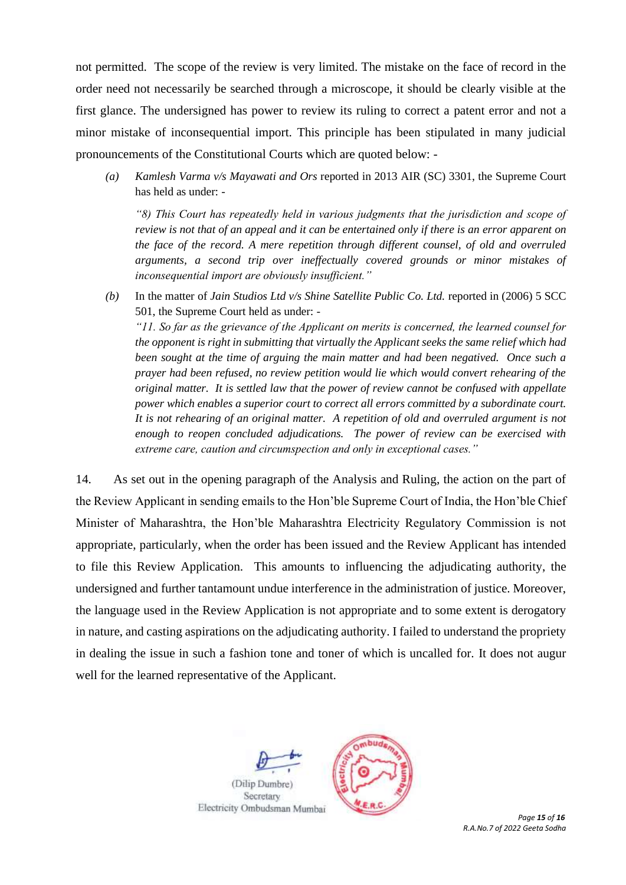not permitted. The scope of the review is very limited. The mistake on the face of record in the order need not necessarily be searched through a microscope, it should be clearly visible at the first glance. The undersigned has power to review its ruling to correct a patent error and not a minor mistake of inconsequential import. This principle has been stipulated in many judicial pronouncements of the Constitutional Courts which are quoted below: -

(a) *Kamlesh Varma v/s Mayawati and Ors* reported in 2013 AIR (SC) 3301, the Supreme Court has held as under: -

*"8) This Court has repeatedly held in various judgments that the jurisdiction and scope of review is not that of an appeal and it can be entertained only if there is an error apparent on the face of the record. A mere repetition through different counsel, of old and overruled arguments, a second trip over ineffectually covered grounds or minor mistakes of inconsequential import are obviously insufficient."*

(b) In the matter of *Jain Studios Ltd v/s Shine Satellite Public Co. Ltd.* reported in (2006) 5 SCC 501, the Supreme Court held as under: -

*"11. So far as the grievance of the Applicant on merits is concerned, the learned counsel for the opponent is right in submitting that virtually the Applicant seeks the same relief which had been sought at the time of arguing the main matter and had been negatived. Once such a prayer had been refused, no review petition would lie which would convert rehearing of the original matter. It is settled law that the power of review cannot be confused with appellate power which enables a superior court to correct all errors committed by a subordinate court. It is not rehearing of an original matter. A repetition of old and overruled argument is not enough to reopen concluded adjudications. The power of review can be exercised with extreme care, caution and circumspection and only in exceptional cases."*

14. As set out in the opening paragraph of the Analysis and Ruling, the action on the part of the Review Applicant in sending emails to the Hon'ble Supreme Court of India, the Hon'ble Chief Minister of Maharashtra, the Hon'ble Maharashtra Electricity Regulatory Commission is not appropriate, particularly, when the order has been issued and the Review Applicant has intended to file this Review Application. This amounts to influencing the adjudicating authority, the undersigned and further tantamount undue interference in the administration of justice. Moreover, the language used in the Review Application is not appropriate and to some extent is derogatory in nature, and casting aspirations on the adjudicating authority. I failed to understand the propriety in dealing the issue in such a fashion tone and toner of which is uncalled for. It does not augur well for the learned representative of the Applicant.

(Dilip Dumbre)
Secretary
Electricity Ombudsman Mumbai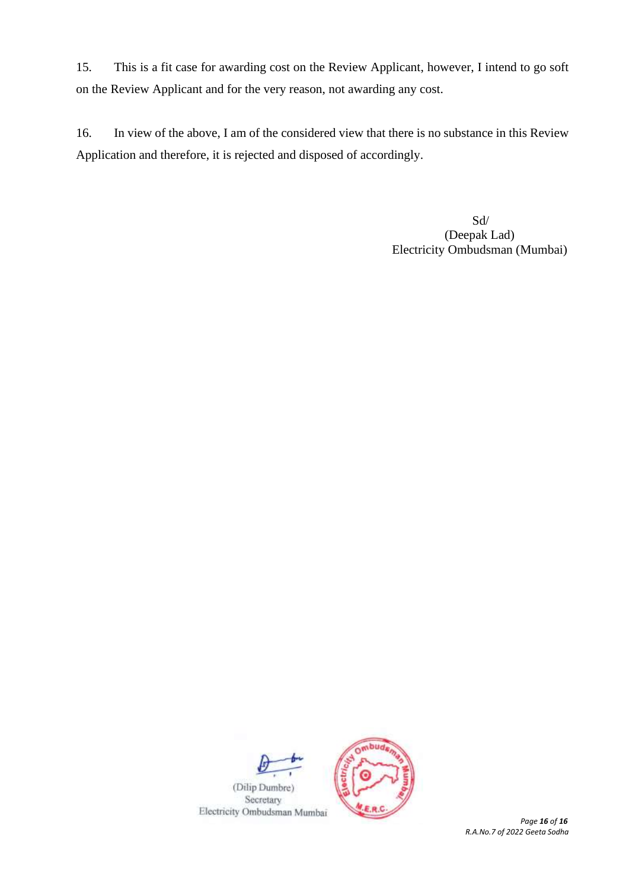15. This is a fit case for awarding cost on the Review Applicant, however, I intend to go soft on the Review Applicant and for the very reason, not awarding any cost.

16. In view of the above, I am of the considered view that there is no substance in this Review Application and therefore, it is rejected and disposed of accordingly.

Sd/
(Deepak Lad)
Electricity Ombudsman (Mumbai)

(Dilip Dumbre)
Secretary
Electricity Ombudsman Mumbai